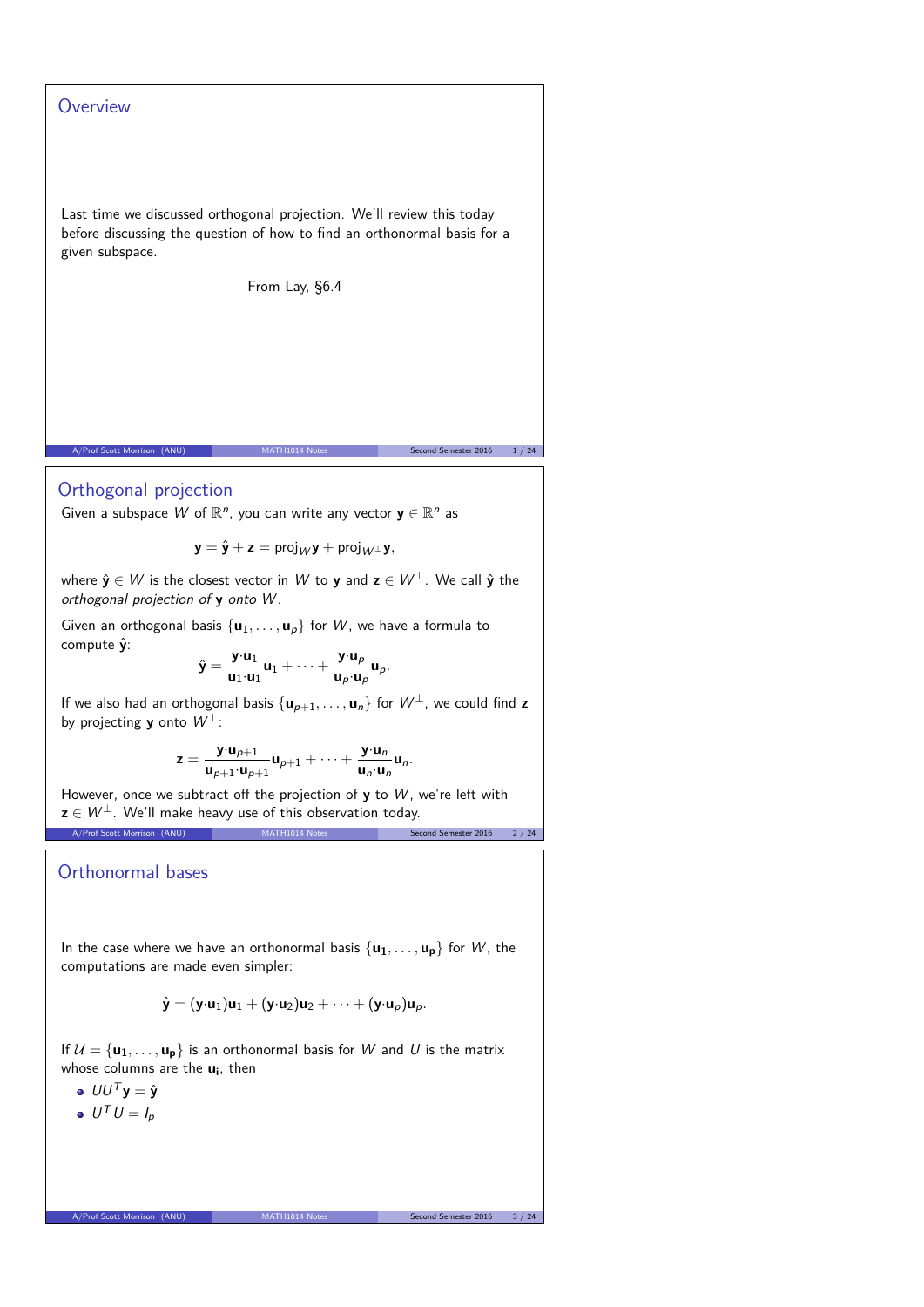## Overview

Last time we discussed orthogonal projection. We'll review this today before discussing the question of how to find an orthonormal basis for a given subspace.

From Lay, §6.4

## Orthogonal projection

Given a subspace $W$ of $\mathbb{R}^n$, you can write any vector $\mathbf{y} \in \mathbb{R}^n$ as

$$\mathbf{y} = \hat{\mathbf{y}} + \mathbf{z} = \text{proj}_W \mathbf{y} + \text{proj}_{W^\perp} \mathbf{y},$$

where $\hat{\mathbf{y}} \in W$ is the closest vector in $W$ to $\mathbf{y}$ and $\mathbf{z} \in W^\perp$. We call $\hat{\mathbf{y}}$ the *orthogonal projection of* $\mathbf{y}$ *onto* $W$.

Given an orthogonal basis $\{\mathbf{u}_1, \ldots, \mathbf{u}_p\}$ for $W$, we have a formula to compute $\hat{\mathbf{y}}$:

$$\hat{\mathbf{y}} = \frac{\mathbf{y}\cdot\mathbf{u}_1}{\mathbf{u}_1\cdot\mathbf{u}_1}\mathbf{u}_1 + \cdots + \frac{\mathbf{y}\cdot\mathbf{u}_p}{\mathbf{u}_p\cdot\mathbf{u}_p}\mathbf{u}_p.$$

If we also had an orthogonal basis $\{\mathbf{u}_{p+1}, \ldots, \mathbf{u}_n\}$ for $W^\perp$, we could find $\mathbf{z}$ by projecting $\mathbf{y}$ onto $W^\perp$:

$$\mathbf{z} = \frac{\mathbf{y}\cdot\mathbf{u}_{p+1}}{\mathbf{u}_{p+1}\cdot\mathbf{u}_{p+1}}\mathbf{u}_{p+1} + \cdots + \frac{\mathbf{y}\cdot\mathbf{u}_n}{\mathbf{u}_n\cdot\mathbf{u}_n}\mathbf{u}_n.$$

However, once we subtract off the projection of $\mathbf{y}$ to $W$, we're left with $\mathbf{z} \in W^\perp$. We'll make heavy use of this observation today.

## Orthonormal bases

In the case where we have an orthonormal basis $\{\mathbf{u_1}, \ldots, \mathbf{u_p}\}$ for $W$, the computations are made even simpler:

$$\hat{\mathbf{y}} = (\mathbf{y}\cdot\mathbf{u}_1)\mathbf{u}_1 + (\mathbf{y}\cdot\mathbf{u}_2)\mathbf{u}_2 + \cdots + (\mathbf{y}\cdot\mathbf{u}_p)\mathbf{u}_p.$$

If $\mathcal{U} = \{\mathbf{u_1}, \ldots, \mathbf{u_p}\}$ is an orthonormal basis for $W$ and $U$ is the matrix whose columns are the $\mathbf{u_i}$, then

- $UU^T\mathbf{y} = \hat{\mathbf{y}}$
- $U^TU = I_p$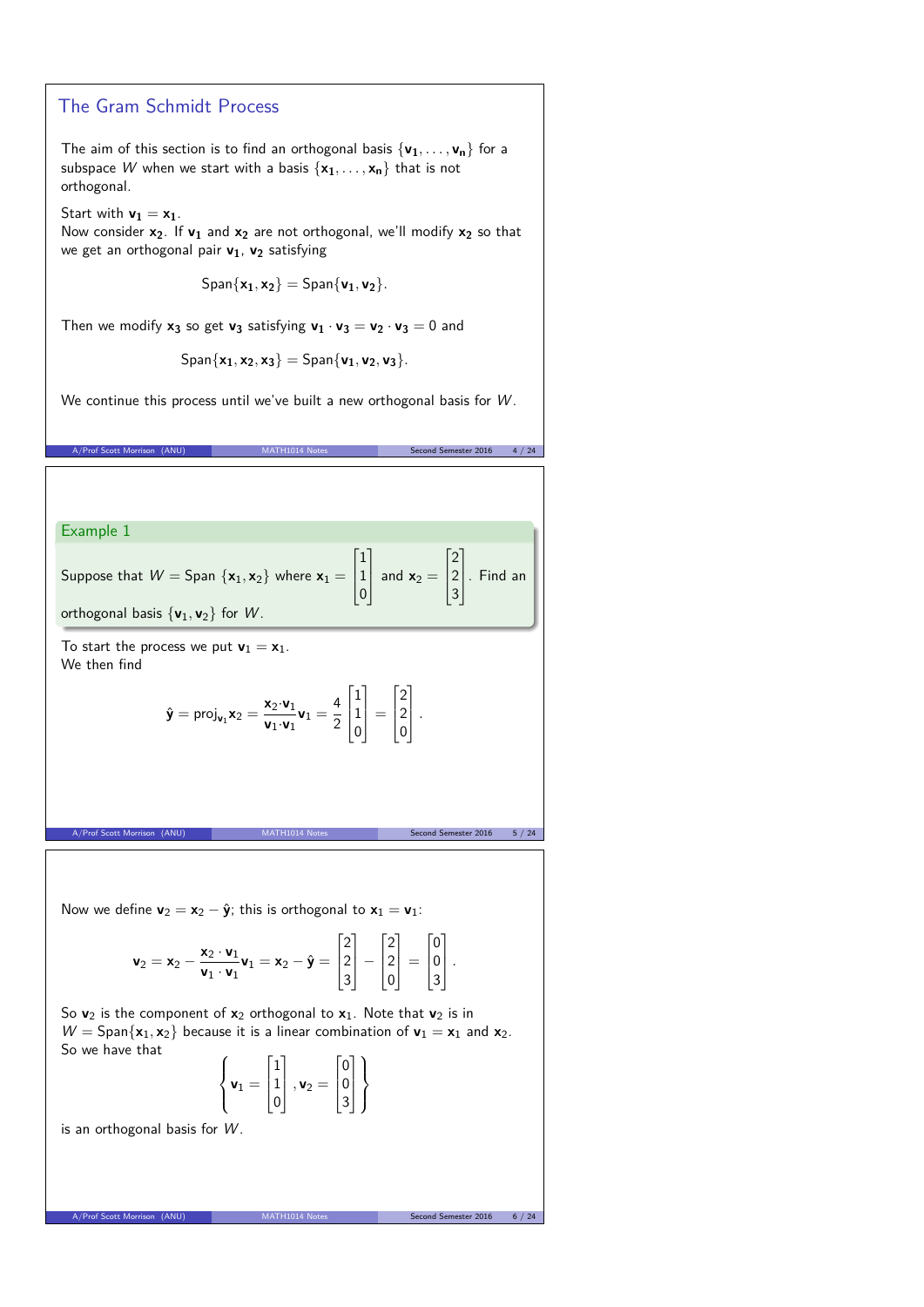## The Gram Schmidt Process

The aim of this section is to find an orthogonal basis $\{\mathbf{v_1}, \dots, \mathbf{v_n}\}$ for a subspace $W$ when we start with a basis $\{\mathbf{x_1}, \dots, \mathbf{x_n}\}$ that is not orthogonal.

Start with $\mathbf{v_1} = \mathbf{x_1}$.
Now consider $\mathbf{x_2}$. If $\mathbf{v_1}$ and $\mathbf{x_2}$ are not orthogonal, we'll modify $\mathbf{x_2}$ so that we get an orthogonal pair $\mathbf{v_1}$, $\mathbf{v_2}$ satisfying

$$\text{Span}\{\mathbf{x_1}, \mathbf{x_2}\} = \text{Span}\{\mathbf{v_1}, \mathbf{v_2}\}.$$

Then we modify $\mathbf{x_3}$ so get $\mathbf{v_3}$ satisfying $\mathbf{v_1} \cdot \mathbf{v_3} = \mathbf{v_2} \cdot \mathbf{v_3} = 0$ and

$$\text{Span}\{\mathbf{x_1}, \mathbf{x_2}, \mathbf{x_3}\} = \text{Span}\{\mathbf{v_1}, \mathbf{v_2}, \mathbf{v_3}\}.$$

We continue this process until we've built a new orthogonal basis for $W$.

### Example 1

Suppose that $W = \text{Span}\{\mathbf{x}_1, \mathbf{x}_2\}$ where $\mathbf{x}_1 = \begin{bmatrix} 1 \\ 1 \\ 0 \end{bmatrix}$ and $\mathbf{x}_2 = \begin{bmatrix} 2 \\ 2 \\ 3 \end{bmatrix}$. Find an orthogonal basis $\{\mathbf{v}_1, \mathbf{v}_2\}$ for $W$.

To start the process we put $\mathbf{v}_1 = \mathbf{x}_1$.
We then find

$$\hat{\mathbf{y}} = \text{proj}_{\mathbf{v}_1}\mathbf{x}_2 = \frac{\mathbf{x}_2 \cdot \mathbf{v}_1}{\mathbf{v}_1 \cdot \mathbf{v}_1}\mathbf{v}_1 = \frac{4}{2}\begin{bmatrix} 1 \\ 1 \\ 0 \end{bmatrix} = \begin{bmatrix} 2 \\ 2 \\ 0 \end{bmatrix}.$$

Now we define $\mathbf{v}_2 = \mathbf{x}_2 - \hat{\mathbf{y}}$; this is orthogonal to $\mathbf{x}_1 = \mathbf{v}_1$:

$$\mathbf{v}_2 = \mathbf{x}_2 - \frac{\mathbf{x}_2 \cdot \mathbf{v}_1}{\mathbf{v}_1 \cdot \mathbf{v}_1}\mathbf{v}_1 = \mathbf{x}_2 - \hat{\mathbf{y}} = \begin{bmatrix} 2 \\ 2 \\ 3 \end{bmatrix} - \begin{bmatrix} 2 \\ 2 \\ 0 \end{bmatrix} = \begin{bmatrix} 0 \\ 0 \\ 3 \end{bmatrix}.$$

So $\mathbf{v}_2$ is the component of $\mathbf{x}_2$ orthogonal to $\mathbf{x}_1$. Note that $\mathbf{v}_2$ is in $W = \text{Span}\{\mathbf{x}_1, \mathbf{x}_2\}$ because it is a linear combination of $\mathbf{v}_1 = \mathbf{x}_1$ and $\mathbf{x}_2$.
So we have that

$$\left\{ \mathbf{v}_1 = \begin{bmatrix} 1 \\ 1 \\ 0 \end{bmatrix}, \mathbf{v}_2 = \begin{bmatrix} 0 \\ 0 \\ 3 \end{bmatrix} \right\}$$

is an orthogonal basis for $W$.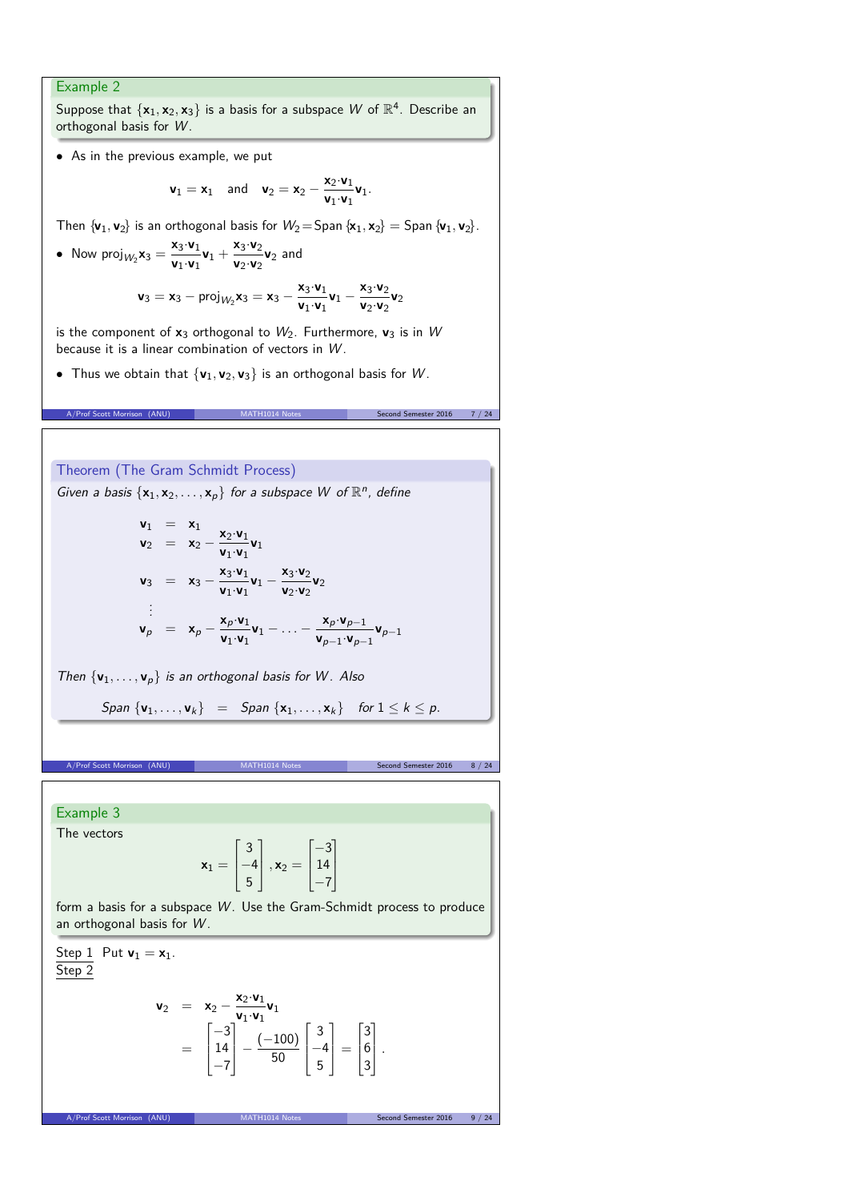### Example 2

Suppose that $\{\mathbf{x}_1, \mathbf{x}_2, \mathbf{x}_3\}$ is a basis for a subspace $W$ of $\mathbb{R}^4$. Describe an orthogonal basis for $W$.

- As in the previous example, we put

$$\mathbf{v}_1 = \mathbf{x}_1 \quad \text{and} \quad \mathbf{v}_2 = \mathbf{x}_2 - \frac{\mathbf{x}_2 \cdot \mathbf{v}_1}{\mathbf{v}_1 \cdot \mathbf{v}_1}\mathbf{v}_1.$$

Then $\{\mathbf{v}_1, \mathbf{v}_2\}$ is an orthogonal basis for $W_2 = \text{Span}\,\{\mathbf{x}_1, \mathbf{x}_2\} = \text{Span}\,\{\mathbf{v}_1, \mathbf{v}_2\}$.

- Now $\text{proj}_{W_2}\mathbf{x}_3 = \dfrac{\mathbf{x}_3 \cdot \mathbf{v}_1}{\mathbf{v}_1 \cdot \mathbf{v}_1}\mathbf{v}_1 + \dfrac{\mathbf{x}_3 \cdot \mathbf{v}_2}{\mathbf{v}_2 \cdot \mathbf{v}_2}\mathbf{v}_2$ and

$$\mathbf{v}_3 = \mathbf{x}_3 - \text{proj}_{W_2}\mathbf{x}_3 = \mathbf{x}_3 - \frac{\mathbf{x}_3 \cdot \mathbf{v}_1}{\mathbf{v}_1 \cdot \mathbf{v}_1}\mathbf{v}_1 - \frac{\mathbf{x}_3 \cdot \mathbf{v}_2}{\mathbf{v}_2 \cdot \mathbf{v}_2}\mathbf{v}_2$$

is the component of $\mathbf{x}_3$ orthogonal to $W_2$. Furthermore, $\mathbf{v}_3$ is in $W$ because it is a linear combination of vectors in $W$.

- Thus we obtain that $\{\mathbf{v}_1, \mathbf{v}_2, \mathbf{v}_3\}$ is an orthogonal basis for $W$.

### Theorem (The Gram Schmidt Process)

*Given a basis $\{\mathbf{x}_1, \mathbf{x}_2, \dots, \mathbf{x}_p\}$ for a subspace $W$ of $\mathbb{R}^n$, define*

$$\begin{aligned}
\mathbf{v}_1 &= \mathbf{x}_1 \\
\mathbf{v}_2 &= \mathbf{x}_2 - \frac{\mathbf{x}_2 \cdot \mathbf{v}_1}{\mathbf{v}_1 \cdot \mathbf{v}_1}\mathbf{v}_1 \\
\mathbf{v}_3 &= \mathbf{x}_3 - \frac{\mathbf{x}_3 \cdot \mathbf{v}_1}{\mathbf{v}_1 \cdot \mathbf{v}_1}\mathbf{v}_1 - \frac{\mathbf{x}_3 \cdot \mathbf{v}_2}{\mathbf{v}_2 \cdot \mathbf{v}_2}\mathbf{v}_2 \\
&\vdots \\
\mathbf{v}_p &= \mathbf{x}_p - \frac{\mathbf{x}_p \cdot \mathbf{v}_1}{\mathbf{v}_1 \cdot \mathbf{v}_1}\mathbf{v}_1 - \dots - \frac{\mathbf{x}_p \cdot \mathbf{v}_{p-1}}{\mathbf{v}_{p-1} \cdot \mathbf{v}_{p-1}}\mathbf{v}_{p-1}
\end{aligned}$$

*Then $\{\mathbf{v}_1, \dots, \mathbf{v}_p\}$ is an orthogonal basis for $W$. Also*

$$\text{Span}\,\{\mathbf{v}_1, \dots, \mathbf{v}_k\} = \text{Span}\,\{\mathbf{x}_1, \dots, \mathbf{x}_k\} \quad \text{for } 1 \le k \le p.$$

### Example 3

The vectors

$$\mathbf{x}_1 = \begin{bmatrix} 3 \\ -4 \\ 5 \end{bmatrix}, \mathbf{x}_2 = \begin{bmatrix} -3 \\ 14 \\ -7 \end{bmatrix}$$

form a basis for a subspace $W$. Use the Gram-Schmidt process to produce an orthogonal basis for $W$.

Step 1 Put $\mathbf{v}_1 = \mathbf{x}_1$.

Step 2

$$\begin{aligned}
\mathbf{v}_2 &= \mathbf{x}_2 - \frac{\mathbf{x}_2 \cdot \mathbf{v}_1}{\mathbf{v}_1 \cdot \mathbf{v}_1}\mathbf{v}_1 \\
&= \begin{bmatrix} -3 \\ 14 \\ -7 \end{bmatrix} - \frac{(-100)}{50}\begin{bmatrix} 3 \\ -4 \\ 5 \end{bmatrix} = \begin{bmatrix} 3 \\ 6 \\ 3 \end{bmatrix}.
\end{aligned}$$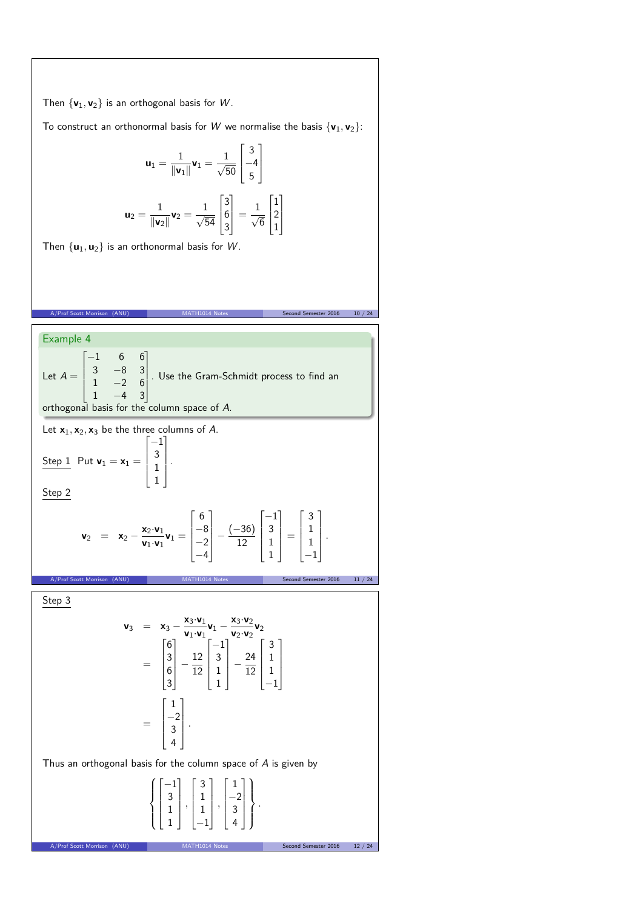Then $\{\mathbf{v}_1, \mathbf{v}_2\}$ is an orthogonal basis for $W$.

To construct an orthonormal basis for $W$ we normalise the basis $\{\mathbf{v}_1, \mathbf{v}_2\}$:

$$\mathbf{u}_1 = \frac{1}{\|\mathbf{v}_1\|}\mathbf{v}_1 = \frac{1}{\sqrt{50}}\begin{bmatrix} 3 \\ -4 \\ 5 \end{bmatrix}$$

$$\mathbf{u}_2 = \frac{1}{\|\mathbf{v}_2\|}\mathbf{v}_2 = \frac{1}{\sqrt{54}}\begin{bmatrix} 3 \\ 6 \\ 3 \end{bmatrix} = \frac{1}{\sqrt{6}}\begin{bmatrix} 1 \\ 2 \\ 1 \end{bmatrix}$$

Then $\{\mathbf{u}_1, \mathbf{u}_2\}$ is an orthonormal basis for $W$.

### Example 4

Let $A = \begin{bmatrix} -1 & 6 & 6 \\ 3 & -8 & 3 \\ 1 & -2 & 6 \\ 1 & -4 & 3 \end{bmatrix}$. Use the Gram-Schmidt process to find an orthogonal basis for the column space of $A$.

Let $\mathbf{x}_1, \mathbf{x}_2, \mathbf{x}_3$ be the three columns of $A$.

Step 1 Put $\mathbf{v}_1 = \mathbf{x}_1 = \begin{bmatrix} -1 \\ 3 \\ 1 \\ 1 \end{bmatrix}$.

Step 2

$$\mathbf{v}_2 = \mathbf{x}_2 - \frac{\mathbf{x}_2 \cdot \mathbf{v}_1}{\mathbf{v}_1 \cdot \mathbf{v}_1}\mathbf{v}_1 = \begin{bmatrix} 6 \\ -8 \\ -2 \\ -4 \end{bmatrix} - \frac{(-36)}{12}\begin{bmatrix} -1 \\ 3 \\ 1 \\ 1 \end{bmatrix} = \begin{bmatrix} 3 \\ 1 \\ 1 \\ -1 \end{bmatrix}.$$

Step 3

$$\begin{aligned}
\mathbf{v}_3 &= \mathbf{x}_3 - \frac{\mathbf{x}_3 \cdot \mathbf{v}_1}{\mathbf{v}_1 \cdot \mathbf{v}_1}\mathbf{v}_1 - \frac{\mathbf{x}_3 \cdot \mathbf{v}_2}{\mathbf{v}_2 \cdot \mathbf{v}_2}\mathbf{v}_2 \\
&= \begin{bmatrix} 6 \\ 3 \\ 6 \\ 3 \end{bmatrix} - \frac{12}{12}\begin{bmatrix} -1 \\ 3 \\ 1 \\ 1 \end{bmatrix} - \frac{24}{12}\begin{bmatrix} 3 \\ 1 \\ 1 \\ -1 \end{bmatrix} \\
&= \begin{bmatrix} 1 \\ -2 \\ 3 \\ 4 \end{bmatrix}.
\end{aligned}$$

Thus an orthogonal basis for the column space of $A$ is given by

$$\left\{ \begin{bmatrix} -1 \\ 3 \\ 1 \\ 1 \end{bmatrix}, \begin{bmatrix} 3 \\ 1 \\ 1 \\ -1 \end{bmatrix}, \begin{bmatrix} 1 \\ -2 \\ 3 \\ 4 \end{bmatrix} \right\}.$$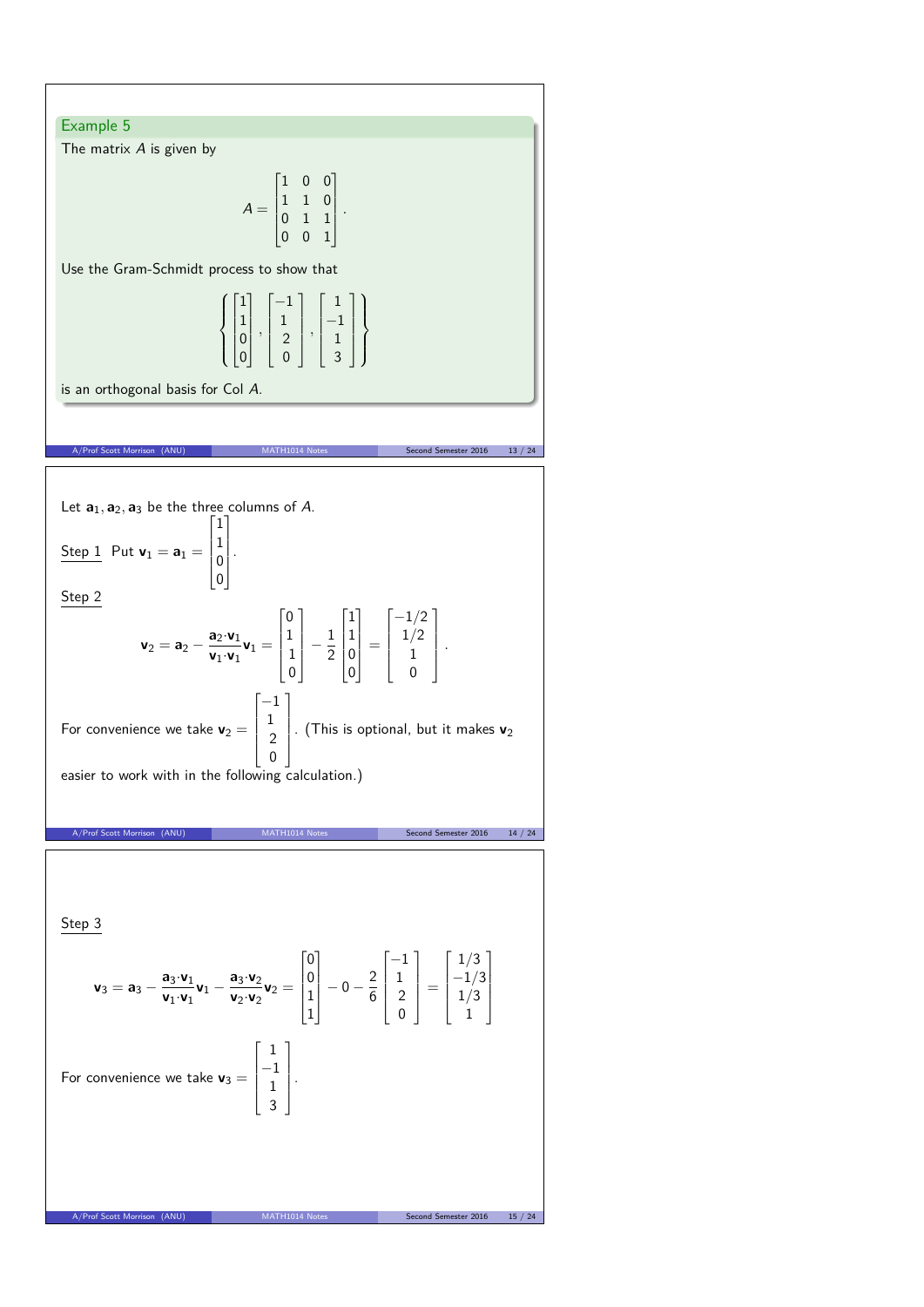### Example 5

The matrix $A$ is given by

$$A = \begin{bmatrix} 1 & 0 & 0 \\ 1 & 1 & 0 \\ 0 & 1 & 1 \\ 0 & 0 & 1 \end{bmatrix}.$$

Use the Gram-Schmidt process to show that

$$\left\{ \begin{bmatrix} 1 \\ 1 \\ 0 \\ 0 \end{bmatrix}, \begin{bmatrix} -1 \\ 1 \\ 2 \\ 0 \end{bmatrix}, \begin{bmatrix} 1 \\ -1 \\ 1 \\ 3 \end{bmatrix} \right\}$$

is an orthogonal basis for Col $A$.

Let $\mathbf{a}_1, \mathbf{a}_2, \mathbf{a}_3$ be the three columns of $A$.

Step 1 Put $\mathbf{v}_1 = \mathbf{a}_1 = \begin{bmatrix} 1 \\ 1 \\ 0 \\ 0 \end{bmatrix}$.

Step 2

$$\mathbf{v}_2 = \mathbf{a}_2 - \frac{\mathbf{a}_2 \cdot \mathbf{v}_1}{\mathbf{v}_1 \cdot \mathbf{v}_1}\mathbf{v}_1 = \begin{bmatrix} 0 \\ 1 \\ 1 \\ 0 \end{bmatrix} - \frac{1}{2}\begin{bmatrix} 1 \\ 1 \\ 0 \\ 0 \end{bmatrix} = \begin{bmatrix} -1/2 \\ 1/2 \\ 1 \\ 0 \end{bmatrix}.$$

For convenience we take $\mathbf{v}_2 = \begin{bmatrix} -1 \\ 1 \\ 2 \\ 0 \end{bmatrix}$. (This is optional, but it makes $\mathbf{v}_2$ easier to work with in the following calculation.)

Step 3

$$\mathbf{v}_3 = \mathbf{a}_3 - \frac{\mathbf{a}_3 \cdot \mathbf{v}_1}{\mathbf{v}_1 \cdot \mathbf{v}_1}\mathbf{v}_1 - \frac{\mathbf{a}_3 \cdot \mathbf{v}_2}{\mathbf{v}_2 \cdot \mathbf{v}_2}\mathbf{v}_2 = \begin{bmatrix} 0 \\ 0 \\ 1 \\ 1 \end{bmatrix} - 0 - \frac{2}{6}\begin{bmatrix} -1 \\ 1 \\ 2 \\ 0 \end{bmatrix} = \begin{bmatrix} 1/3 \\ -1/3 \\ 1/3 \\ 1 \end{bmatrix}$$

For convenience we take $\mathbf{v}_3 = \begin{bmatrix} 1 \\ -1 \\ 1 \\ 3 \end{bmatrix}$.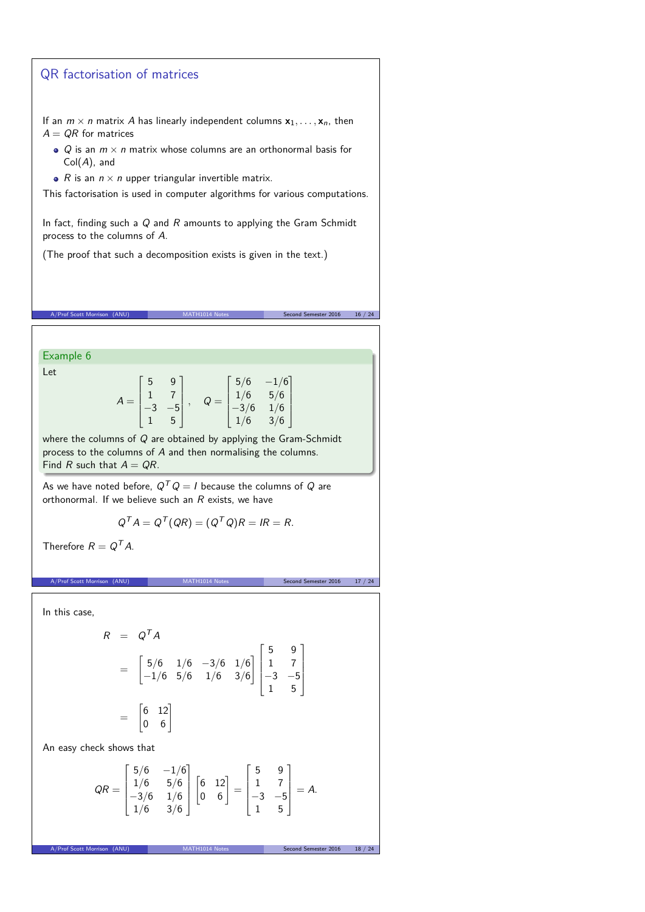## QR factorisation of matrices

If an $m \times n$ matrix $A$ has linearly independent columns $\mathbf{x}_1, \ldots, \mathbf{x}_n$, then $A = QR$ for matrices

- $Q$ is an $m \times n$ matrix whose columns are an orthonormal basis for $\text{Col}(A)$, and
- $R$ is an $n \times n$ upper triangular invertible matrix.

This factorisation is used in computer algorithms for various computations.

In fact, finding such a $Q$ and $R$ amounts to applying the Gram Schmidt process to the columns of $A$.

(The proof that such a decomposition exists is given in the text.)

### Example 6

Let

$$A = \begin{bmatrix} 5 & 9 \\ 1 & 7 \\ -3 & -5 \\ 1 & 5 \end{bmatrix}, \quad Q = \begin{bmatrix} 5/6 & -1/6 \\ 1/6 & 5/6 \\ -3/6 & 1/6 \\ 1/6 & 3/6 \end{bmatrix}$$

where the columns of $Q$ are obtained by applying the Gram-Schmidt process to the columns of $A$ and then normalising the columns.
Find $R$ such that $A = QR$.

As we have noted before, $Q^T Q = I$ because the columns of $Q$ are orthonormal. If we believe such an $R$ exists, we have

$$Q^T A = Q^T(QR) = (Q^T Q)R = IR = R.$$

Therefore $R = Q^T A$.

In this case,

$$\begin{aligned} R &= Q^T A \\ &= \begin{bmatrix} 5/6 & 1/6 & -3/6 & 1/6 \\ -1/6 & 5/6 & 1/6 & 3/6 \end{bmatrix} \begin{bmatrix} 5 & 9 \\ 1 & 7 \\ -3 & -5 \\ 1 & 5 \end{bmatrix} \\ &= \begin{bmatrix} 6 & 12 \\ 0 & 6 \end{bmatrix} \end{aligned}$$

An easy check shows that

$$QR = \begin{bmatrix} 5/6 & -1/6 \\ 1/6 & 5/6 \\ -3/6 & 1/6 \\ 1/6 & 3/6 \end{bmatrix} \begin{bmatrix} 6 & 12 \\ 0 & 6 \end{bmatrix} = \begin{bmatrix} 5 & 9 \\ 1 & 7 \\ -3 & -5 \\ 1 & 5 \end{bmatrix} = A.$$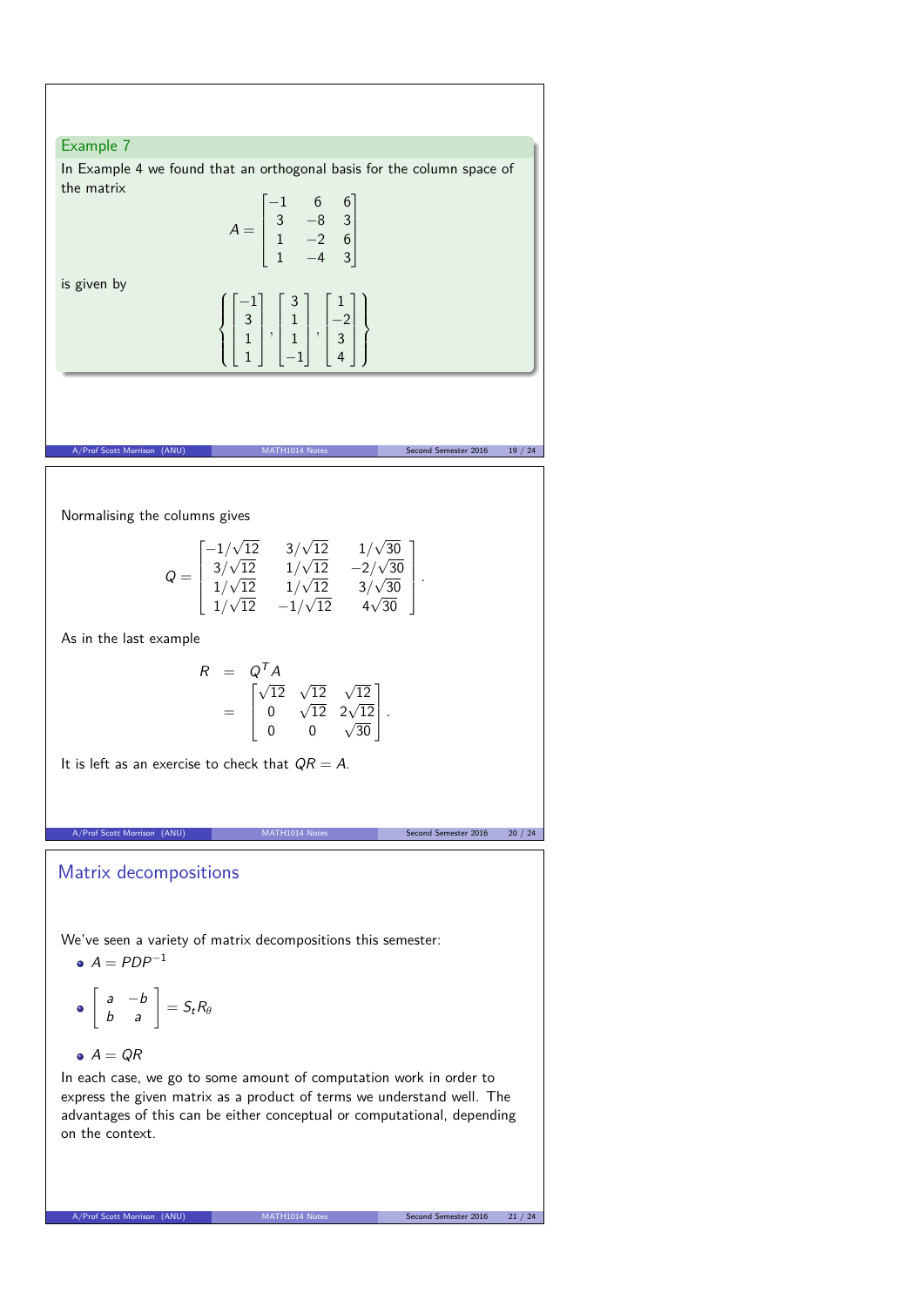### Example 7

In Example 4 we found that an orthogonal basis for the column space of the matrix

$$A = \begin{bmatrix} -1 & 6 & 6 \\ 3 & -8 & 3 \\ 1 & -2 & 6 \\ 1 & -4 & 3 \end{bmatrix}$$

is given by

$$\left\{ \begin{bmatrix} -1 \\ 3 \\ 1 \\ 1 \end{bmatrix}, \begin{bmatrix} 3 \\ 1 \\ 1 \\ -1 \end{bmatrix}, \begin{bmatrix} 1 \\ -2 \\ 3 \\ 4 \end{bmatrix} \right\}$$

Normalising the columns gives

$$Q = \begin{bmatrix} -1/\sqrt{12} & 3/\sqrt{12} & 1/\sqrt{30} \\ 3/\sqrt{12} & 1/\sqrt{12} & -2/\sqrt{30} \\ 1/\sqrt{12} & 1/\sqrt{12} & 3/\sqrt{30} \\ 1/\sqrt{12} & -1/\sqrt{12} & 4\sqrt{30} \end{bmatrix}.$$

As in the last example

$$\begin{aligned} R &= Q^T A \\ &= \begin{bmatrix} \sqrt{12} & \sqrt{12} & \sqrt{12} \\ 0 & \sqrt{12} & 2\sqrt{12} \\ 0 & 0 & \sqrt{30} \end{bmatrix}. \end{aligned}$$

It is left as an exercise to check that $QR = A$.

## Matrix decompositions

We've seen a variety of matrix decompositions this semester:

- $A = PDP^{-1}$
- $\begin{bmatrix} a & -b \\ b & a \end{bmatrix} = S_t R_\theta$
- $A = QR$

In each case, we go to some amount of computation work in order to express the given matrix as a product of terms we understand well. The advantages of this can be either conceptual or computational, depending on the context.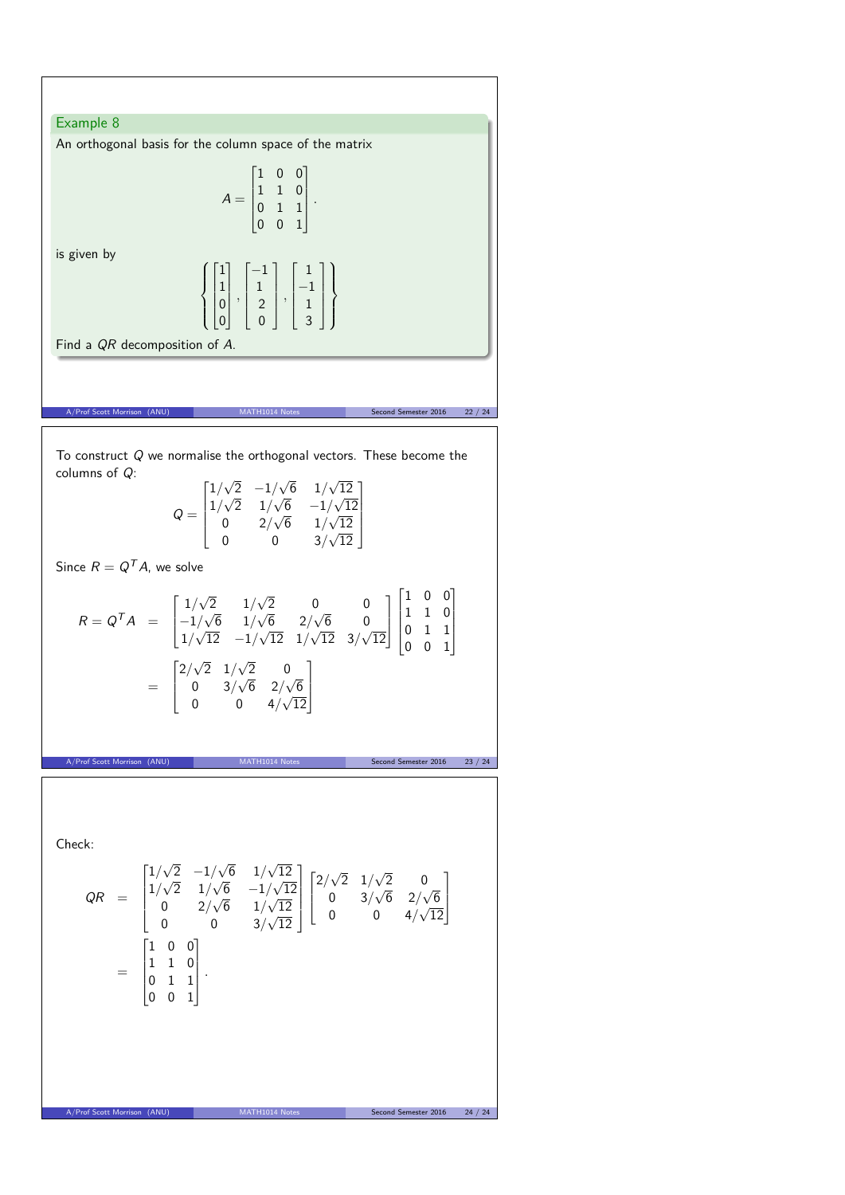### Example 8

An orthogonal basis for the column space of the matrix

$$A = \begin{bmatrix} 1 & 0 & 0 \\ 1 & 1 & 0 \\ 0 & 1 & 1 \\ 0 & 0 & 1 \end{bmatrix}.$$

is given by

$$\left\{ \begin{bmatrix} 1 \\ 1 \\ 0 \\ 0 \end{bmatrix}, \begin{bmatrix} -1 \\ 1 \\ 2 \\ 0 \end{bmatrix}, \begin{bmatrix} 1 \\ -1 \\ 1 \\ 3 \end{bmatrix} \right\}$$

Find a $QR$ decomposition of $A$.

To construct $Q$ we normalise the orthogonal vectors. These become the columns of $Q$:

$$Q = \begin{bmatrix} 1/\sqrt{2} & -1/\sqrt{6} & 1/\sqrt{12} \\ 1/\sqrt{2} & 1/\sqrt{6} & -1/\sqrt{12} \\ 0 & 2/\sqrt{6} & 1/\sqrt{12} \\ 0 & 0 & 3/\sqrt{12} \end{bmatrix}$$

Since $R = Q^T A$, we solve

$$\begin{aligned} R = Q^T A &= \begin{bmatrix} 1/\sqrt{2} & 1/\sqrt{2} & 0 & 0 \\ -1/\sqrt{6} & 1/\sqrt{6} & 2/\sqrt{6} & 0 \\ 1/\sqrt{12} & -1/\sqrt{12} & 1/\sqrt{12} & 3/\sqrt{12} \end{bmatrix} \begin{bmatrix} 1 & 0 & 0 \\ 1 & 1 & 0 \\ 0 & 1 & 1 \\ 0 & 0 & 1 \end{bmatrix} \\ &= \begin{bmatrix} 2/\sqrt{2} & 1/\sqrt{2} & 0 \\ 0 & 3/\sqrt{6} & 2/\sqrt{6} \\ 0 & 0 & 4/\sqrt{12} \end{bmatrix} \end{aligned}$$

Check:

$$\begin{aligned} QR &= \begin{bmatrix} 1/\sqrt{2} & -1/\sqrt{6} & 1/\sqrt{12} \\ 1/\sqrt{2} & 1/\sqrt{6} & -1/\sqrt{12} \\ 0 & 2/\sqrt{6} & 1/\sqrt{12} \\ 0 & 0 & 3/\sqrt{12} \end{bmatrix} \begin{bmatrix} 2/\sqrt{2} & 1/\sqrt{2} & 0 \\ 0 & 3/\sqrt{6} & 2/\sqrt{6} \\ 0 & 0 & 4/\sqrt{12} \end{bmatrix} \\ &= \begin{bmatrix} 1 & 0 & 0 \\ 1 & 1 & 0 \\ 0 & 1 & 1 \\ 0 & 0 & 1 \end{bmatrix}. \end{aligned}$$